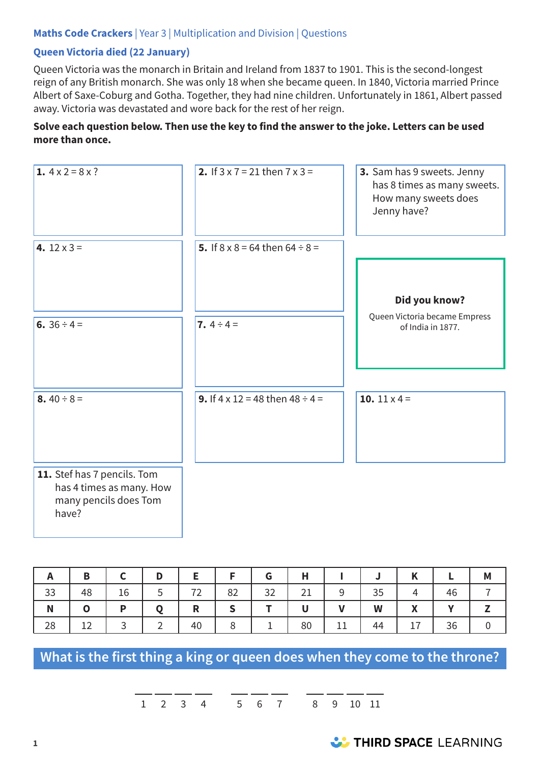Maths Code Crackers | Year 3 | Multiplication and Division | Questions

## Queen Victoria died (22 January)

Queen Victoria was the monarch in Britain and Ireland from 1837 to 1901. This is the second-longest reign of any British monarch. She was only 18 when she became queen. In 1840, Victoria married Prince Albert of Saxe-Coburg and Gotha. Together, they had nine children. Unfortunately in 1861, Albert passed away. Victoria was devastated and wore back for the rest of her reign.

**Solve each question below. Then use the key to find the answer to the joke. Letters can be used more than once.**

**1.** 4 x 2 = 8 x ?

**2.** If 3 x 7 = 21 then 7 x 3 =

**3.** Sam has 9 sweets. Jenny has 8 times as many sweets. How many sweets does Jenny have?

**4.** 12 x 3 =

**5.** If 8 x 8 = 64 then 64 ÷ 8 =

**Did you know?**

Queen Victoria became Empress of India in 1877.

**6.** 36 ÷ 4 =

**7.** 4 ÷ 4 =

**8.** 40 ÷ 8 =

**9.** If 4 x 12 = 48 then 48 ÷ 4 =

**10.** 11 x 4 =

**11.** Stef has 7 pencils. Tom has 4 times as many. How many pencils does Tom have?

| A | B | C | D | E | F | G | H | I | J | K | L | M |
|---|---|---|---|---|---|---|---|---|---|---|---|---|
| 33 | 48 | 16 | 5 | 72 | 82 | 32 | 21 | 9 | 35 | 4 | 46 | 7 |
| **N** | **O** | **P** | **Q** | **R** | **S** | **T** | **U** | **V** | **W** | **X** | **Y** | **Z** |
| 28 | 12 | 3 | 2 | 40 | 8 | 1 | 80 | 11 | 44 | 17 | 36 | 0 |

**What is the first thing a king or queen does when they come to the throne?**

\_\_\_ \_\_\_ \_\_\_ \_\_\_    \_\_\_ \_\_\_ \_\_\_    \_\_\_ \_\_\_ \_\_\_ \_\_\_

1 2 3 4    5 6 7    8 9 10 11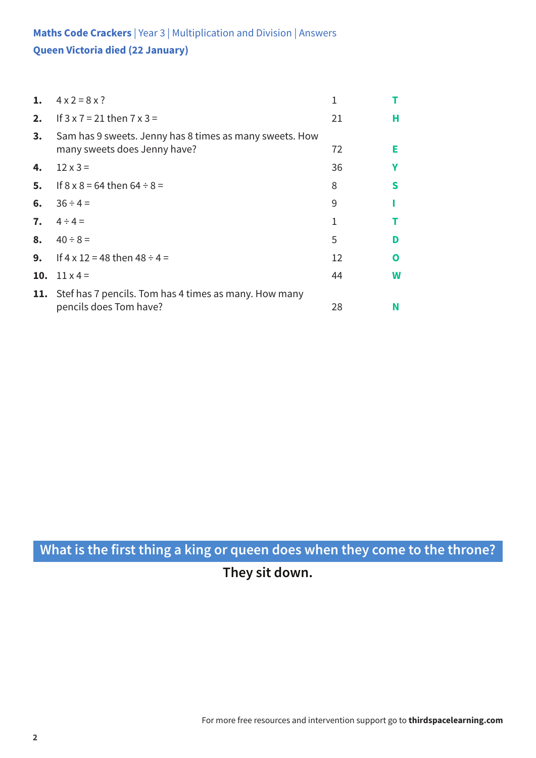**Maths Code Crackers** | Year 3 | Multiplication and Division | Answers

**Queen Victoria died (22 January)**

| | | | |
|---|---|---|---|
| **1.** | 4 x 2 = 8 x ? | 1 | **T** |
| **2.** | If 3 x 7 = 21 then 7 x 3 = | 21 | **H** |
| **3.** | Sam has 9 sweets. Jenny has 8 times as many sweets. How many sweets does Jenny have? | 72 | **E** |
| **4.** | 12 x 3 = | 36 | **Y** |
| **5.** | If 8 x 8 = 64 then 64 ÷ 8 = | 8 | **S** |
| **6.** | 36 ÷ 4 = | 9 | **I** |
| **7.** | 4 ÷ 4 = | 1 | **T** |
| **8.** | 40 ÷ 8 = | 5 | **D** |
| **9.** | If 4 x 12 = 48 then 48 ÷ 4 = | 12 | **O** |
| **10.** | 11 x 4 = | 44 | **W** |
| **11.** | Stef has 7 pencils. Tom has 4 times as many. How many pencils does Tom have? | 28 | **N** |

**What is the first thing a king or queen does when they come to the throne?**

**They sit down.**

For more free resources and intervention support go to **thirdspacelearning.com**